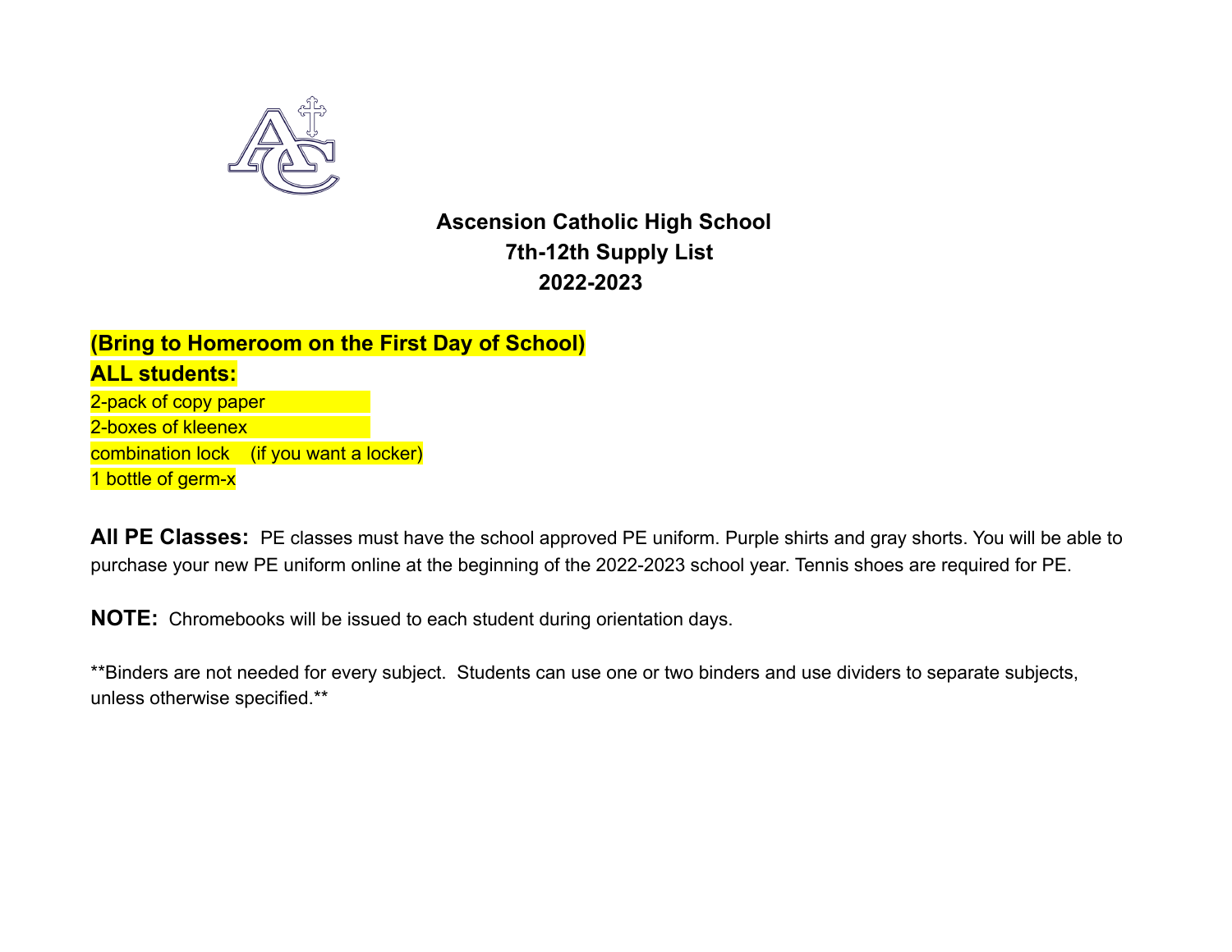# Ascension Catholic High School
## 7th-12th Supply List
## 2022-2023

**(Bring to Homeroom on the First Day of School)**

**ALL students:**

2-pack of copy paper
2-boxes of kleenex
combination lock (if you want a locker)
1 bottle of germ-x

**All PE Classes:** PE classes must have the school approved PE uniform. Purple shirts and gray shorts. You will be able to purchase your new PE uniform online at the beginning of the 2022-2023 school year. Tennis shoes are required for PE.

**NOTE:** Chromebooks will be issued to each student during orientation days.

**Binders are not needed for every subject. Students can use one or two binders and use dividers to separate subjects, unless otherwise specified.**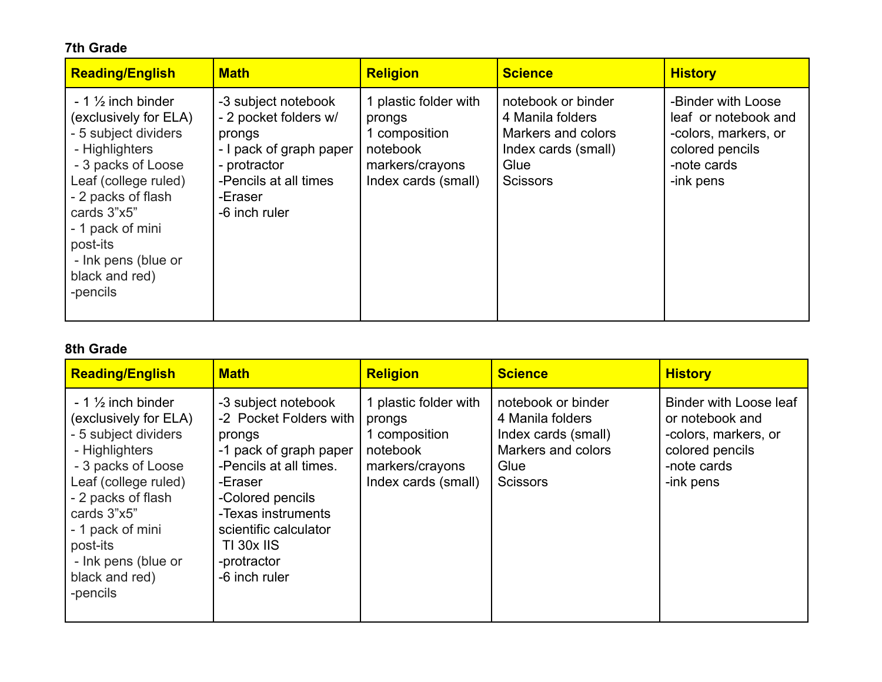**7th Grade**

| Reading/English | Math | Religion | Science | History |
|---|---|---|---|---|
| - 1 ½ inch binder (exclusively for ELA)<br>- 5 subject dividers<br>- Highlighters<br>- 3 packs of Loose Leaf (college ruled)<br>- 2 packs of flash cards 3"x5"<br>- 1 pack of mini post-its<br>- Ink pens (blue or black and red)<br>-pencils | -3 subject notebook<br>- 2 pocket folders w/ prongs<br>- I pack of graph paper<br>- protractor<br>-Pencils at all times<br>-Eraser<br>-6 inch ruler | 1 plastic folder with prongs<br>1 composition notebook<br>markers/crayons<br>Index cards (small) | notebook or binder<br>4 Manila folders<br>Markers and colors<br>Index cards (small)<br>Glue<br>Scissors | -Binder with Loose leaf or notebook and<br>-colors, markers, or colored pencils<br>-note cards<br>-ink pens |

**8th Grade**

| Reading/English | Math | Religion | Science | History |
|---|---|---|---|---|
| - 1 ½ inch binder (exclusively for ELA)<br>- 5 subject dividers<br>- Highlighters<br>- 3 packs of Loose Leaf (college ruled)<br>- 2 packs of flash cards 3"x5"<br>- 1 pack of mini post-its<br>- Ink pens (blue or black and red)<br>-pencils | -3 subject notebook<br>-2 Pocket Folders with prongs<br>-1 pack of graph paper<br>-Pencils at all times.<br>-Eraser<br>-Colored pencils<br>-Texas instruments scientific calculator TI 30x IIS<br>-protractor<br>-6 inch ruler | 1 plastic folder with prongs<br>1 composition notebook<br>markers/crayons<br>Index cards (small) | notebook or binder<br>4 Manila folders<br>Index cards (small)<br>Markers and colors<br>Glue<br>Scissors | Binder with Loose leaf or notebook and<br>-colors, markers, or colored pencils<br>-note cards<br>-ink pens |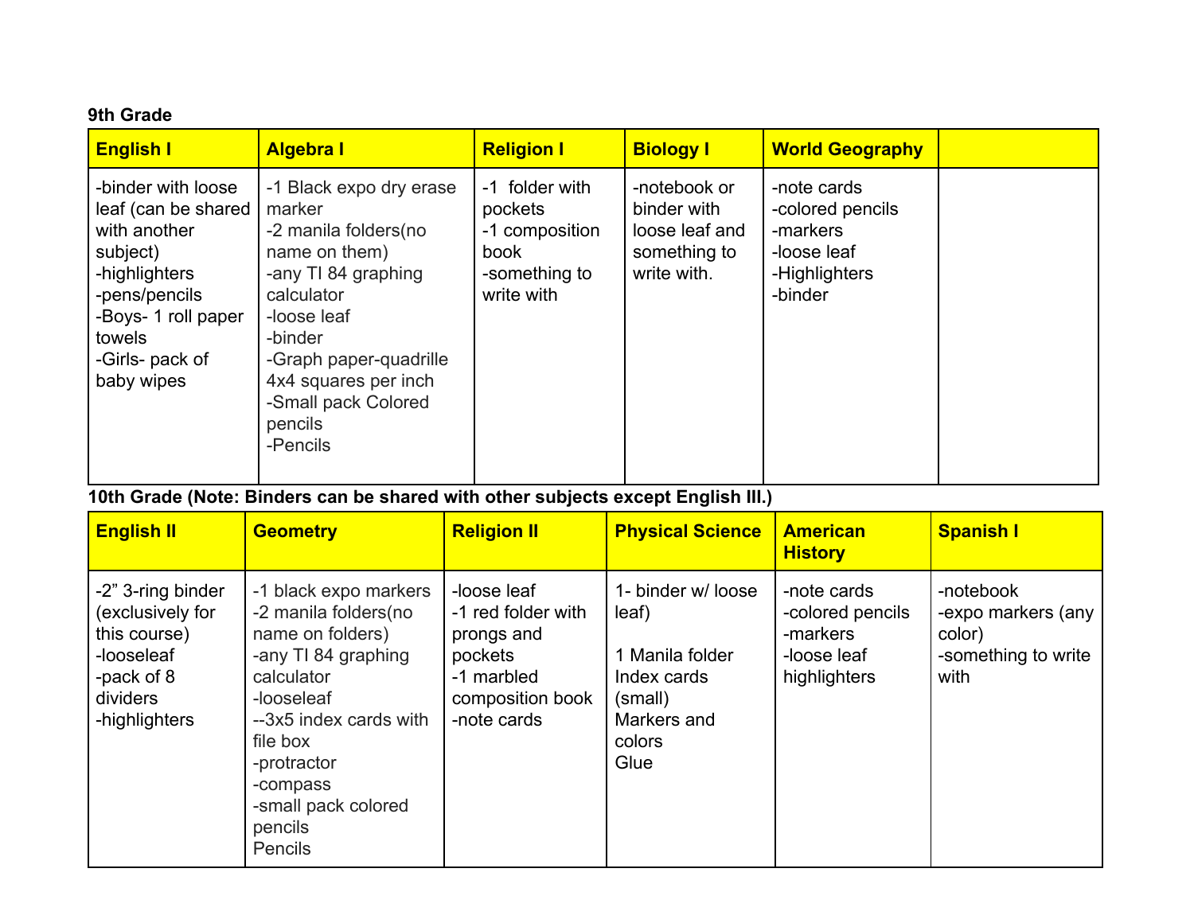**9th Grade**

| English I | Algebra I | Religion I | Biology I | World Geography | |
|---|---|---|---|---|---|
| -binder with loose leaf (can be shared with another subject)<br>-highlighters<br>-pens/pencils<br>-Boys- 1 roll paper towels<br>-Girls- pack of baby wipes | -1 Black expo dry erase marker<br>-2 manila folders(no name on them)<br>-any TI 84 graphing calculator<br>-loose leaf<br>-binder<br>-Graph paper-quadrille 4x4 squares per inch<br>-Small pack Colored pencils<br>-Pencils | -1 folder with pockets<br>-1 composition book<br>-something to write with | -notebook or binder with loose leaf and something to write with. | -note cards<br>-colored pencils<br>-markers<br>-loose leaf<br>-Highlighters<br>-binder | |

**10th Grade (Note: Binders can be shared with other subjects except English III.)**

| English II | Geometry | Religion II | Physical Science | American History | Spanish I |
|---|---|---|---|---|---|
| -2" 3-ring binder (exclusively for this course)<br>-looseleaf<br>-pack of 8 dividers<br>-highlighters | -1 black expo markers<br>-2 manila folders(no name on folders)<br>-any TI 84 graphing calculator<br>-looseleaf<br>--3x5 index cards with file box<br>-protractor<br>-compass<br>-small pack colored pencils<br>Pencils | -loose leaf<br>-1 red folder with prongs and pockets<br>-1 marbled composition book<br>-note cards | 1- binder w/ loose leaf)<br><br>1 Manila folder<br>Index cards (small)<br>Markers and colors<br>Glue | -note cards<br>-colored pencils<br>-markers<br>-loose leaf highlighters | -notebook<br>-expo markers (any color)<br>-something to write with |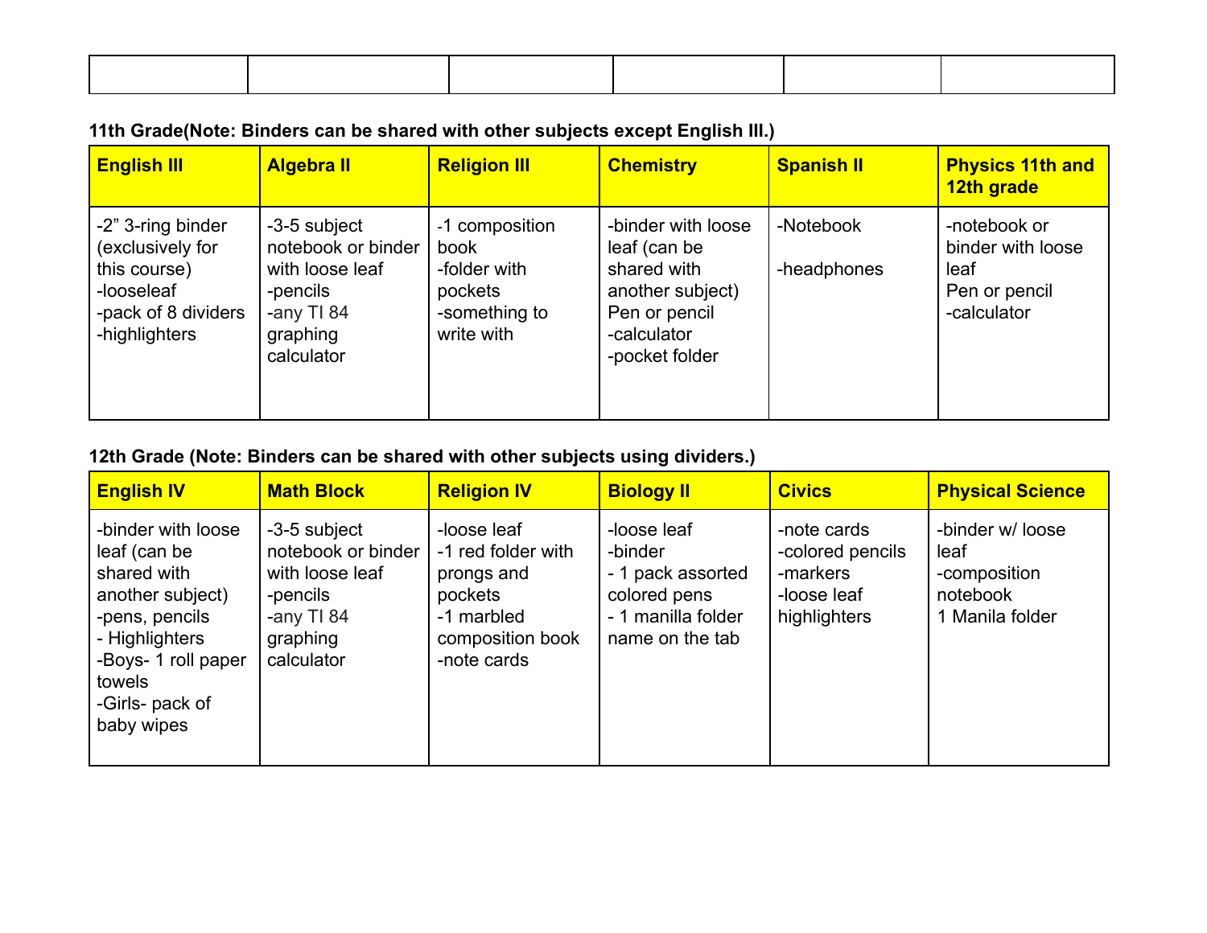| | | | | | |
|---|---|---|---|---|---|
| | | | | | |

**11th Grade(Note: Binders can be shared with other subjects except English III.)**

| English III | Algebra II | Religion III | Chemistry | Spanish II | Physics 11th and 12th grade |
|---|---|---|---|---|---|
| -2" 3-ring binder (exclusively for this course)<br>-looseleaf<br>-pack of 8 dividers<br>-highlighters | -3-5 subject notebook or binder with loose leaf<br>-pencils<br>-any TI 84 graphing calculator | -1 composition book<br>-folder with pockets<br>-something to write with | -binder with loose leaf (can be shared with another subject)<br>Pen or pencil<br>-calculator<br>-pocket folder | -Notebook<br><br>-headphones | -notebook or binder with loose leaf<br>Pen or pencil<br>-calculator |

**12th Grade (Note: Binders can be shared with other subjects using dividers.)**

| English IV | Math Block | Religion IV | Biology II | Civics | Physical Science |
|---|---|---|---|---|---|
| -binder with loose leaf (can be shared with another subject)<br>-pens, pencils<br>- Highlighters<br>-Boys- 1 roll paper towels<br>-Girls- pack of baby wipes | -3-5 subject notebook or binder with loose leaf<br>-pencils<br>-any TI 84 graphing calculator | -loose leaf<br>-1 red folder with prongs and pockets<br>-1 marbled composition book<br>-note cards | -loose leaf<br>-binder<br>- 1 pack assorted colored pens<br>- 1 manilla folder name on the tab | -note cards<br>-colored pencils<br>-markers<br>-loose leaf highlighters | -binder w/ loose leaf<br>-composition notebook<br>1 Manila folder |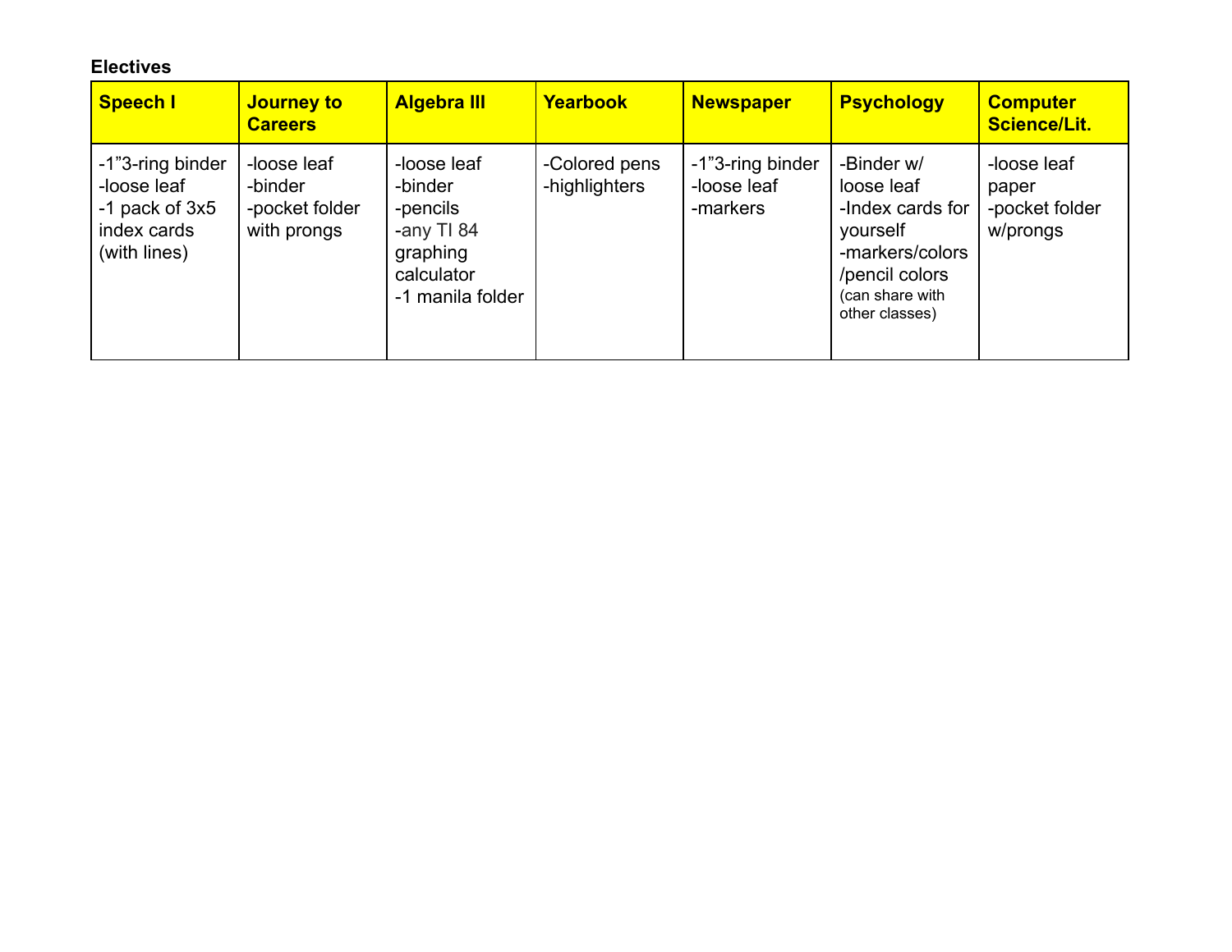**Electives**

| Speech I | Journey to Careers | Algebra III | Yearbook | Newspaper | Psychology | Computer Science/Lit. |
|---|---|---|---|---|---|---|
| -1"3-ring binder<br>-loose leaf<br>-1 pack of 3x5 index cards (with lines) | -loose leaf<br>-binder<br>-pocket folder with prongs | -loose leaf<br>-binder<br>-pencils<br>-any TI 84 graphing calculator<br>-1 manila folder | -Colored pens<br>-highlighters | -1"3-ring binder<br>-loose leaf<br>-markers | -Binder w/ loose leaf<br>-Index cards for yourself<br>-markers/colors /pencil colors (can share with other classes) | -loose leaf paper<br>-pocket folder w/prongs |